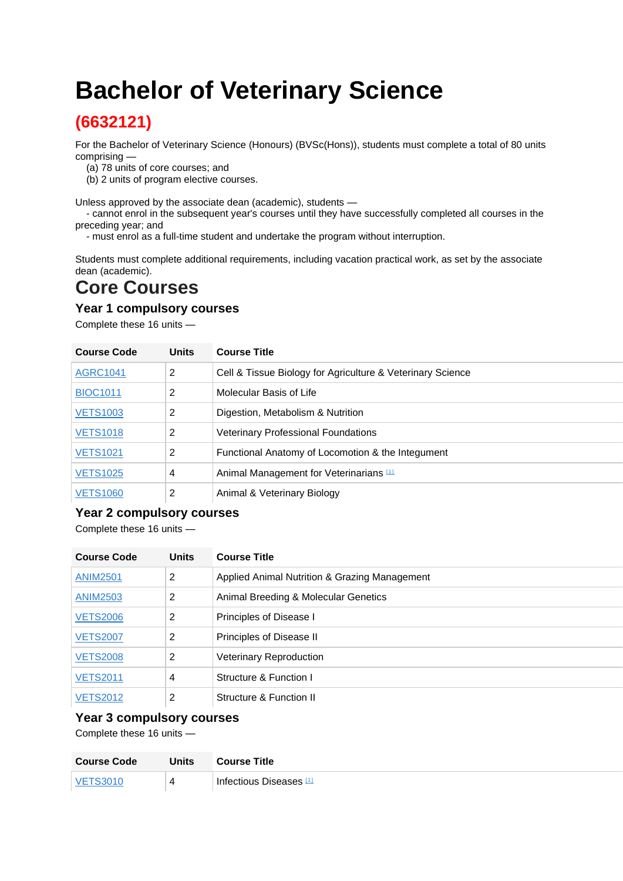# Bachelor of Veterinary Science

## (6632121)

For the Bachelor of Veterinary Science (Honours) (BVSc(Hons)), students must complete a total of 80 units comprising —
  (a) 78 units of core courses; and
  (b) 2 units of program elective courses.

Unless approved by the associate dean (academic), students —
  - cannot enrol in the subsequent year's courses until they have successfully completed all courses in the preceding year; and
  - must enrol as a full-time student and undertake the program without interruption.

Students must complete additional requirements, including vacation practical work, as set by the associate dean (academic).

## Core Courses

### Year 1 compulsory courses

Complete these 16 units —

| Course Code | Units | Course Title |
|---|---|---|
| AGRC1041 | 2 | Cell & Tissue Biology for Agriculture & Veterinary Science |
| BIOC1011 | 2 | Molecular Basis of Life |
| VETS1003 | 2 | Digestion, Metabolism & Nutrition |
| VETS1018 | 2 | Veterinary Professional Foundations |
| VETS1021 | 2 | Functional Anatomy of Locomotion & the Integument |
| VETS1025 | 4 | Animal Management for Veterinarians [1] |
| VETS1060 | 2 | Animal & Veterinary Biology |

### Year 2 compulsory courses

Complete these 16 units —

| Course Code | Units | Course Title |
|---|---|---|
| ANIM2501 | 2 | Applied Animal Nutrition & Grazing Management |
| ANIM2503 | 2 | Animal Breeding & Molecular Genetics |
| VETS2006 | 2 | Principles of Disease I |
| VETS2007 | 2 | Principles of Disease II |
| VETS2008 | 2 | Veterinary Reproduction |
| VETS2011 | 4 | Structure & Function I |
| VETS2012 | 2 | Structure & Function II |

### Year 3 compulsory courses

Complete these 16 units —

| Course Code | Units | Course Title |
|---|---|---|
| VETS3010 | 4 | Infectious Diseases [1] |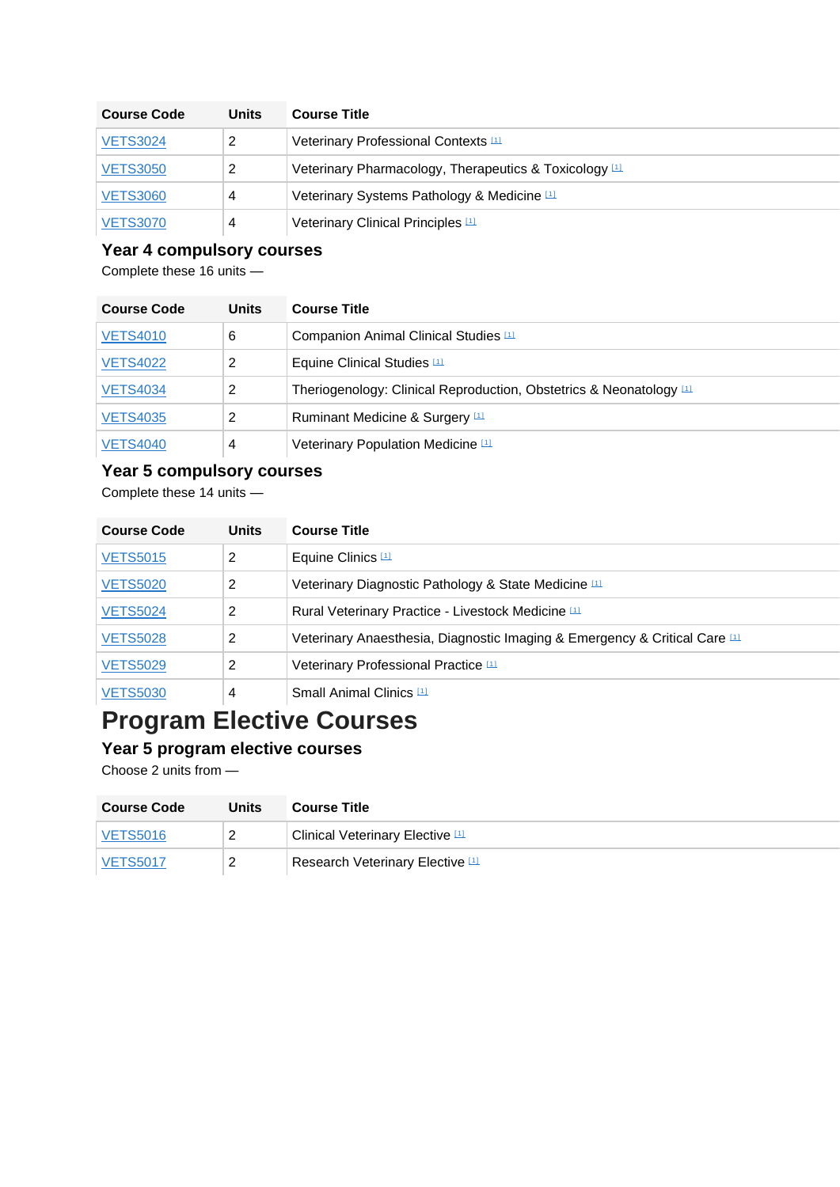| Course Code | Units | Course Title |
|---|---|---|
| VETS3024 | 2 | Veterinary Professional Contexts [1] |
| VETS3050 | 2 | Veterinary Pharmacology, Therapeutics & Toxicology [1] |
| VETS3060 | 4 | Veterinary Systems Pathology & Medicine [1] |
| VETS3070 | 4 | Veterinary Clinical Principles [1] |

### Year 4 compulsory courses

Complete these 16 units —

| Course Code | Units | Course Title |
|---|---|---|
| VETS4010 | 6 | Companion Animal Clinical Studies [1] |
| VETS4022 | 2 | Equine Clinical Studies [1] |
| VETS4034 | 2 | Theriogenology: Clinical Reproduction, Obstetrics & Neonatology [1] |
| VETS4035 | 2 | Ruminant Medicine & Surgery [1] |
| VETS4040 | 4 | Veterinary Population Medicine [1] |

### Year 5 compulsory courses

Complete these 14 units —

| Course Code | Units | Course Title |
|---|---|---|
| VETS5015 | 2 | Equine Clinics [1] |
| VETS5020 | 2 | Veterinary Diagnostic Pathology & State Medicine [1] |
| VETS5024 | 2 | Rural Veterinary Practice - Livestock Medicine [1] |
| VETS5028 | 2 | Veterinary Anaesthesia, Diagnostic Imaging & Emergency & Critical Care [1] |
| VETS5029 | 2 | Veterinary Professional Practice [1] |
| VETS5030 | 4 | Small Animal Clinics [1] |

## Program Elective Courses

### Year 5 program elective courses

Choose 2 units from —

| Course Code | Units | Course Title |
|---|---|---|
| VETS5016 | 2 | Clinical Veterinary Elective [1] |
| VETS5017 | 2 | Research Veterinary Elective [1] |